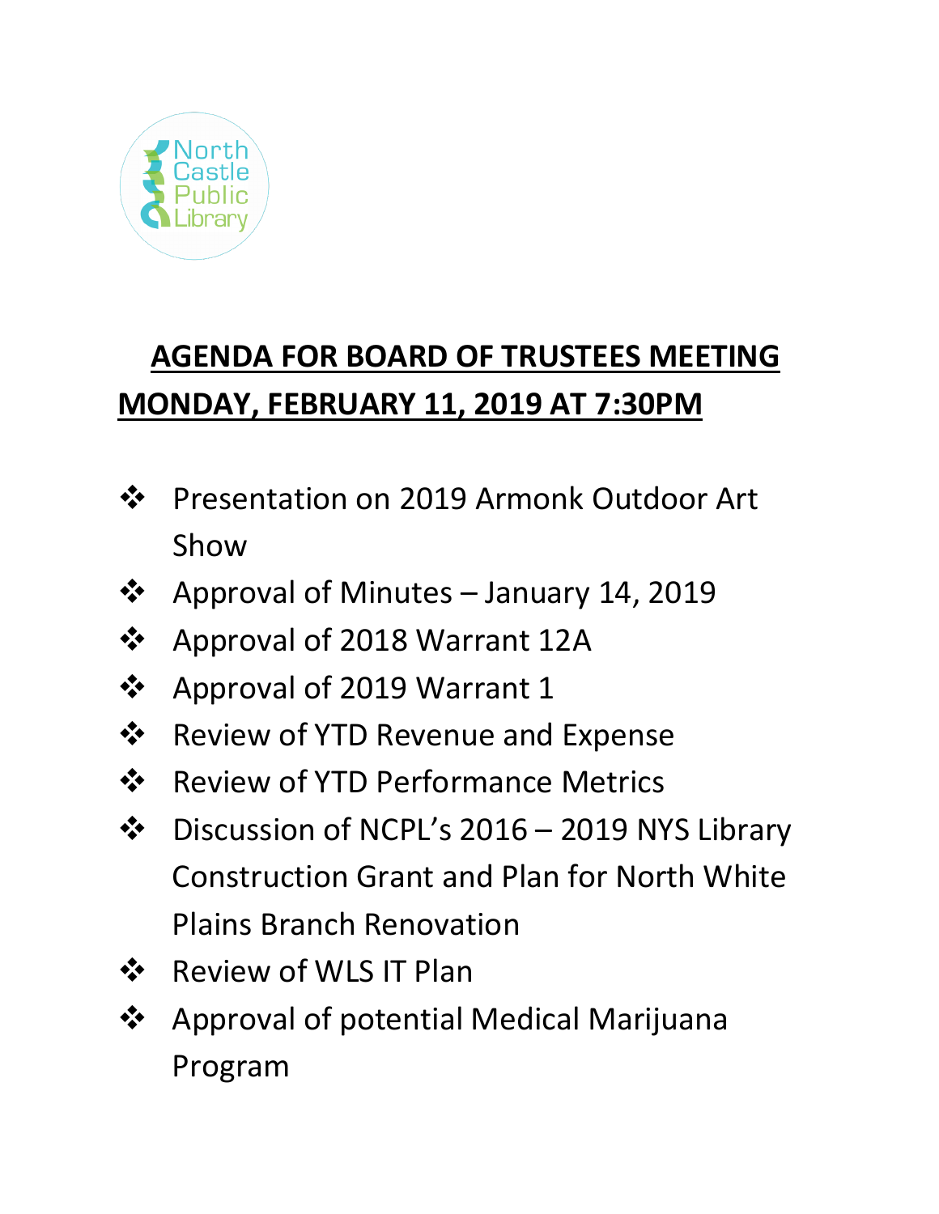North Castle Public Library

# AGENDA FOR BOARD OF TRUSTEES MEETING MONDAY, FEBRUARY 11, 2019 AT 7:30PM

- Presentation on 2019 Armonk Outdoor Art Show
- Approval of Minutes – January 14, 2019
- Approval of 2018 Warrant 12A
- Approval of 2019 Warrant 1
- Review of YTD Revenue and Expense
- Review of YTD Performance Metrics
- Discussion of NCPL's 2016 – 2019 NYS Library Construction Grant and Plan for North White Plains Branch Renovation
- Review of WLS IT Plan
- Approval of potential Medical Marijuana Program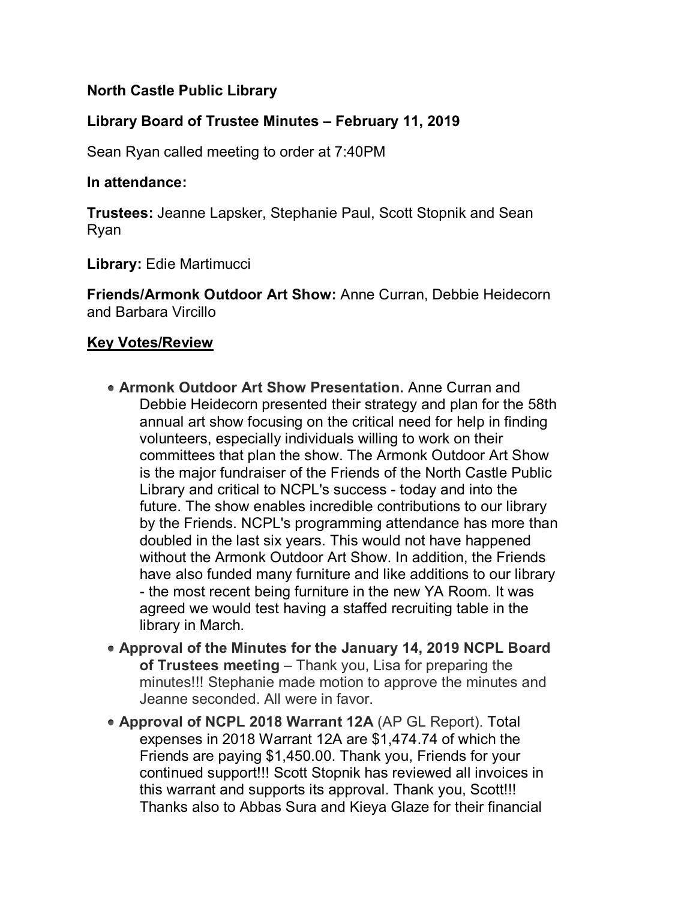**North Castle Public Library**

**Library Board of Trustee Minutes – February 11, 2019**

Sean Ryan called meeting to order at 7:40PM

**In attendance:**

**Trustees:** Jeanne Lapsker, Stephanie Paul, Scott Stopnik and Sean Ryan

**Library:** Edie Martimucci

**Friends/Armonk Outdoor Art Show:** Anne Curran, Debbie Heidecorn and Barbara Vircillo

**Key Votes/Review**

- **Armonk Outdoor Art Show Presentation.** Anne Curran and Debbie Heidecorn presented their strategy and plan for the 58th annual art show focusing on the critical need for help in finding volunteers, especially individuals willing to work on their committees that plan the show. The Armonk Outdoor Art Show is the major fundraiser of the Friends of the North Castle Public Library and critical to NCPL's success - today and into the future. The show enables incredible contributions to our library by the Friends. NCPL's programming attendance has more than doubled in the last six years. This would not have happened without the Armonk Outdoor Art Show. In addition, the Friends have also funded many furniture and like additions to our library - the most recent being furniture in the new YA Room. It was agreed we would test having a staffed recruiting table in the library in March.
- **Approval of the Minutes for the January 14, 2019 NCPL Board of Trustees meeting** – Thank you, Lisa for preparing the minutes!!! Stephanie made motion to approve the minutes and Jeanne seconded. All were in favor.
- **Approval of NCPL 2018 Warrant 12A** (AP GL Report). Total expenses in 2018 Warrant 12A are $1,474.74 of which the Friends are paying $1,450.00. Thank you, Friends for your continued support!!! Scott Stopnik has reviewed all invoices in this warrant and supports its approval. Thank you, Scott!!! Thanks also to Abbas Sura and Kieya Glaze for their financial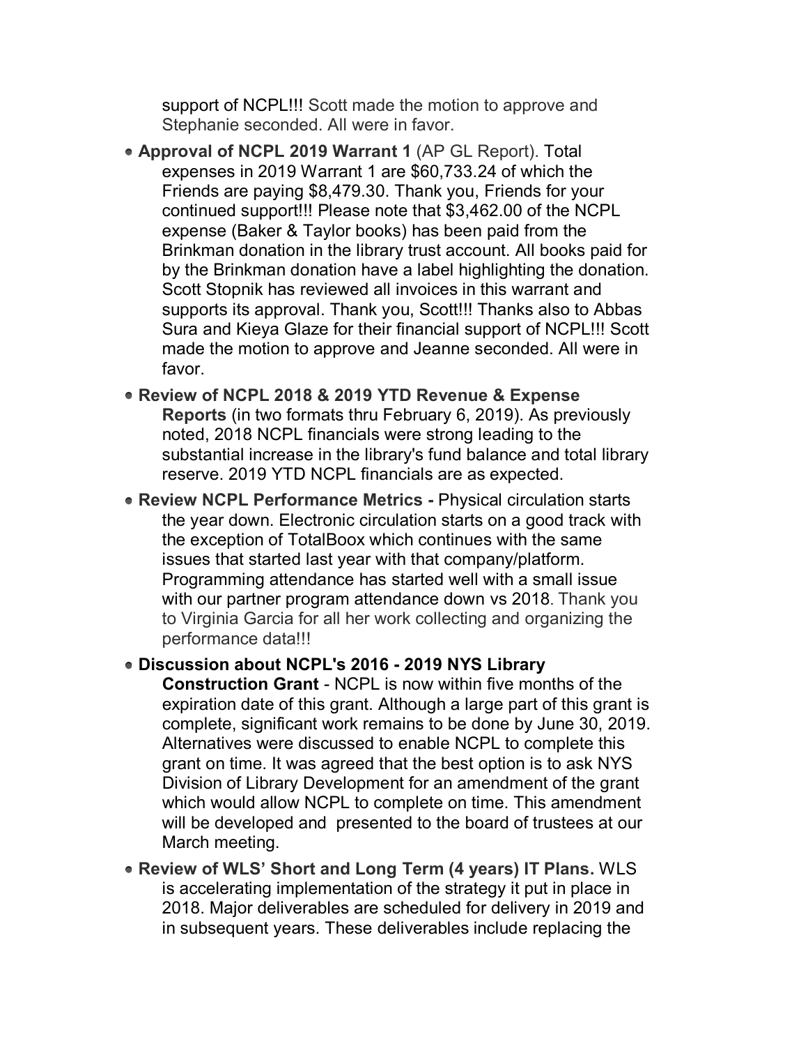support of NCPL!!! Scott made the motion to approve and Stephanie seconded. All were in favor.

- **Approval of NCPL 2019 Warrant 1** (AP GL Report). Total expenses in 2019 Warrant 1 are $60,733.24 of which the Friends are paying $8,479.30. Thank you, Friends for your continued support!!! Please note that $3,462.00 of the NCPL expense (Baker & Taylor books) has been paid from the Brinkman donation in the library trust account. All books paid for by the Brinkman donation have a label highlighting the donation. Scott Stopnik has reviewed all invoices in this warrant and supports its approval. Thank you, Scott!!! Thanks also to Abbas Sura and Kieya Glaze for their financial support of NCPL!!! Scott made the motion to approve and Jeanne seconded. All were in favor.
- **Review of NCPL 2018 & 2019 YTD Revenue & Expense Reports** (in two formats thru February 6, 2019). As previously noted, 2018 NCPL financials were strong leading to the substantial increase in the library's fund balance and total library reserve. 2019 YTD NCPL financials are as expected.
- **Review NCPL Performance Metrics -** Physical circulation starts the year down. Electronic circulation starts on a good track with the exception of TotalBoox which continues with the same issues that started last year with that company/platform. Programming attendance has started well with a small issue with our partner program attendance down vs 2018. Thank you to Virginia Garcia for all her work collecting and organizing the performance data!!!
- **Discussion about NCPL's 2016 - 2019 NYS Library Construction Grant** - NCPL is now within five months of the expiration date of this grant. Although a large part of this grant is complete, significant work remains to be done by June 30, 2019. Alternatives were discussed to enable NCPL to complete this grant on time. It was agreed that the best option is to ask NYS Division of Library Development for an amendment of the grant which would allow NCPL to complete on time. This amendment will be developed and presented to the board of trustees at our March meeting.
- **Review of WLS' Short and Long Term (4 years) IT Plans.** WLS is accelerating implementation of the strategy it put in place in 2018. Major deliverables are scheduled for delivery in 2019 and in subsequent years. These deliverables include replacing the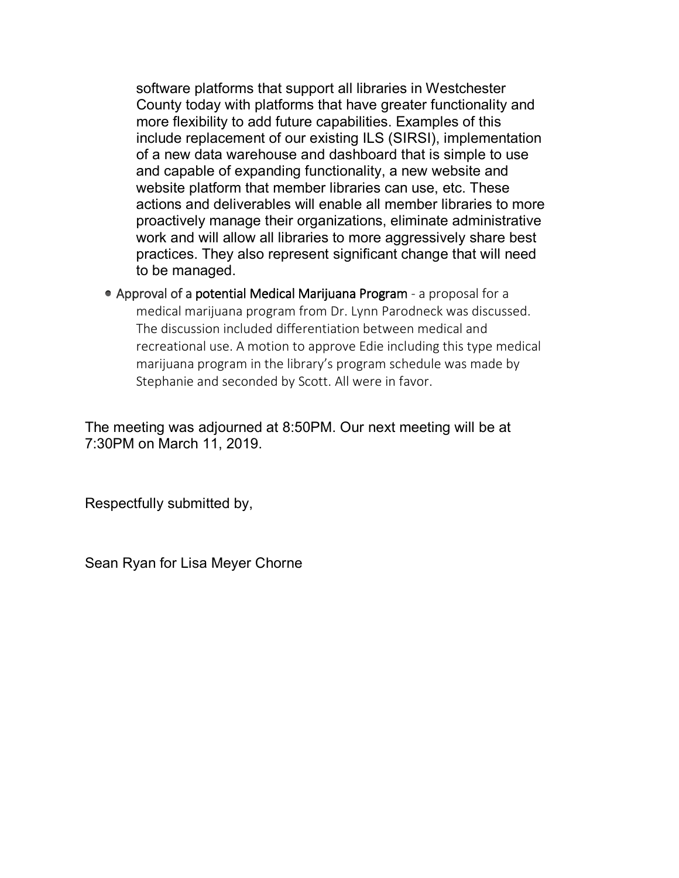software platforms that support all libraries in Westchester County today with platforms that have greater functionality and more flexibility to add future capabilities. Examples of this include replacement of our existing ILS (SIRSI), implementation of a new data warehouse and dashboard that is simple to use and capable of expanding functionality, a new website and website platform that member libraries can use, etc. These actions and deliverables will enable all member libraries to more proactively manage their organizations, eliminate administrative work and will allow all libraries to more aggressively share best practices. They also represent significant change that will need to be managed.

- Approval of a potential Medical Marijuana Program - a proposal for a medical marijuana program from Dr. Lynn Parodneck was discussed. The discussion included differentiation between medical and recreational use. A motion to approve Edie including this type medical marijuana program in the library's program schedule was made by Stephanie and seconded by Scott. All were in favor.

The meeting was adjourned at 8:50PM. Our next meeting will be at 7:30PM on March 11, 2019.

Respectfully submitted by,

Sean Ryan for Lisa Meyer Chorne